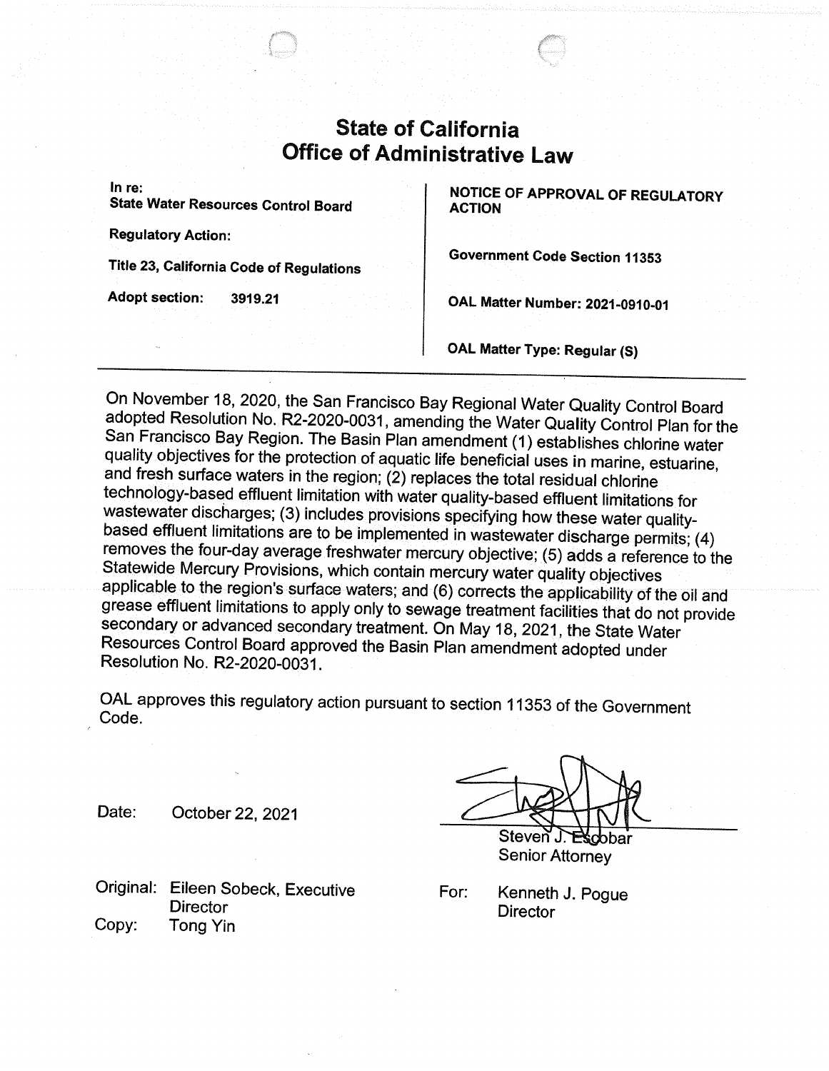# State of California
# Office of Administrative Law

| | |
|---|---|
| **In re:** **State Water Resources Control Board** | **NOTICE OF APPROVAL OF REGULATORY ACTION** |
| **Regulatory Action:** | |
| **Title 23, California Code of Regulations** | **Government Code Section 11353** |
| **Adopt section: 3919.21** | **OAL Matter Number: 2021-0910-01** |
| | **OAL Matter Type: Regular (S)** |

---

On November 18, 2020, the San Francisco Bay Regional Water Quality Control Board adopted Resolution No. R2-2020-0031, amending the Water Quality Control Plan for the San Francisco Bay Region. The Basin Plan amendment (1) establishes chlorine water quality objectives for the protection of aquatic life beneficial uses in marine, estuarine, and fresh surface waters in the region; (2) replaces the total residual chlorine technology-based effluent limitation with water quality-based effluent limitations for wastewater discharges; (3) includes provisions specifying how these water quality-based effluent limitations are to be implemented in wastewater discharge permits; (4) removes the four-day average freshwater mercury objective; (5) adds a reference to the Statewide Mercury Provisions, which contain mercury water quality objectives applicable to the region's surface waters; and (6) corrects the applicability of the oil and grease effluent limitations to apply only to sewage treatment facilities that do not provide secondary or advanced secondary treatment. On May 18, 2021, the State Water Resources Control Board approved the Basin Plan amendment adopted under Resolution No. R2-2020-0031.

OAL approves this regulatory action pursuant to section 11353 of the Government Code.

Date: October 22, 2021

Steven J. Escobar
Senior Attorney

For: Kenneth J. Pogue
Director

Original: Eileen Sobeck, Executive Director
Copy: Tong Yin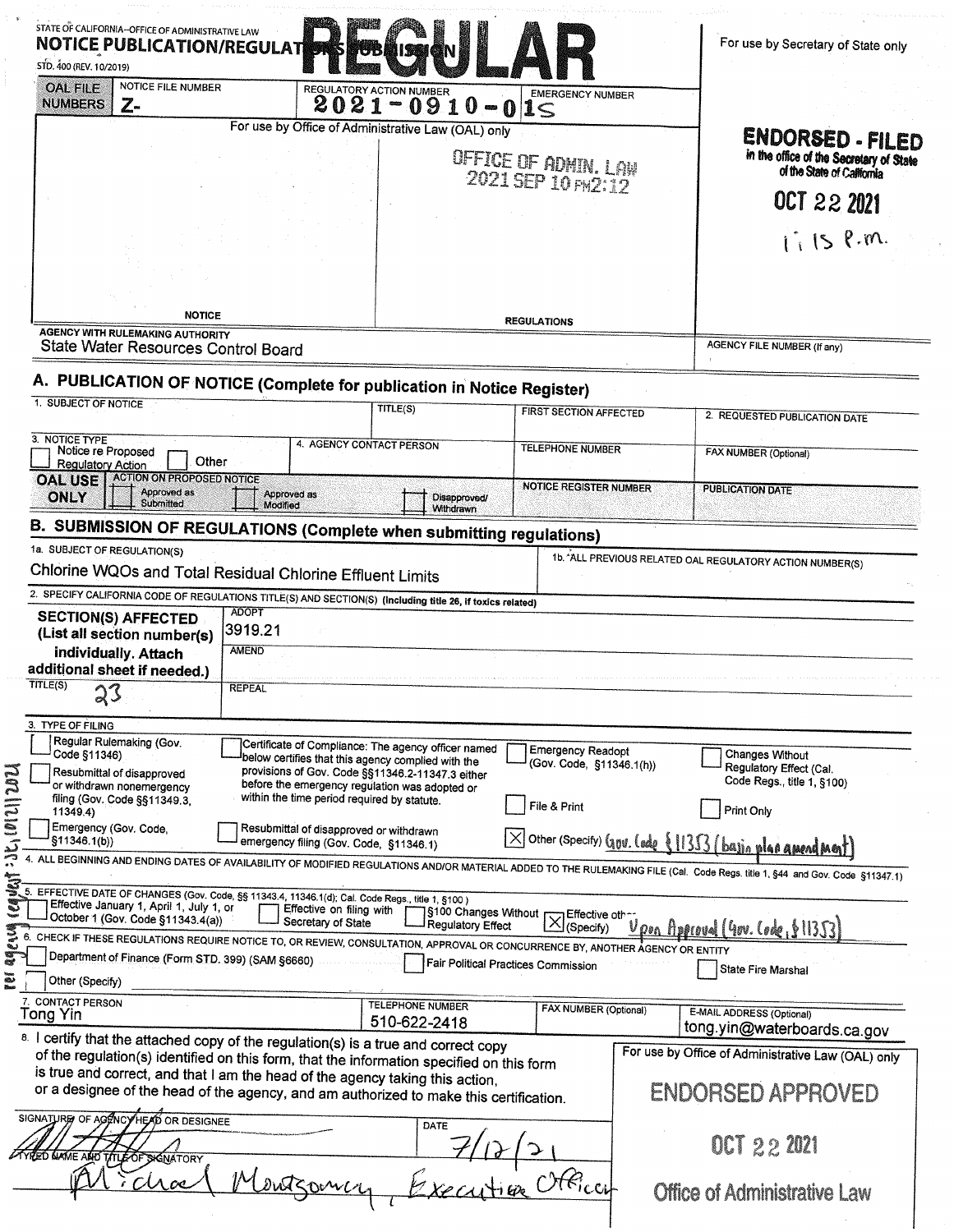STATE OF CALIFORNIA--OFFICE OF ADMINISTRATIVE LAW

# NOTICE PUBLICATION/REGULATIONS SUBMISSION

# REGULAR

STD. 400 (REV. 10/2019)

For use by Secretary of State only

| OAL FILE NUMBERS | NOTICE FILE NUMBER Z- | REGULATORY ACTION NUMBER 2021-0910-01S | EMERGENCY NUMBER |
|---|---|---|---|

For use by Office of Administrative Law (OAL) only

OFFICE OF ADMIN. LAW
2021 SEP 10 PM2:12

**ENDORSED - FILED**
in the office of the Secretary of State of the State of California

OCT 22 2021

1:15 P.m.

NOTICE | REGULATIONS

AGENCY WITH RULEMAKING AUTHORITY
State Water Resources Control Board

AGENCY FILE NUMBER (If any)

## A. PUBLICATION OF NOTICE (Complete for publication in Notice Register)

| 1. SUBJECT OF NOTICE | TITLE(S) | FIRST SECTION AFFECTED | 2. REQUESTED PUBLICATION DATE |
|---|---|---|---|
| 3. NOTICE TYPE ☐ Notice re Proposed Regulatory Action ☐ Other | 4. AGENCY CONTACT PERSON | TELEPHONE NUMBER | FAX NUMBER (Optional) |
| OAL USE ONLY — ACTION ON PROPOSED NOTICE ☐ Approved as Submitted ☐ Approved as Modified ☐ Disapproved/Withdrawn | | NOTICE REGISTER NUMBER | PUBLICATION DATE |

## B. SUBMISSION OF REGULATIONS (Complete when submitting regulations)

1a. SUBJECT OF REGULATION(S)
Chlorine WQOs and Total Residual Chlorine Effluent Limits

1b. ALL PREVIOUS RELATED OAL REGULATORY ACTION NUMBER(S)

2. SPECIFY CALIFORNIA CODE OF REGULATIONS TITLE(S) AND SECTION(S) (Including title 26, if toxics related)

**SECTION(S) AFFECTED (List all section number(s) individually. Attach additional sheet if needed.)**

ADOPT: 3919.21

AMEND:

TITLE(S): 23

REPEAL:

3. TYPE OF FILING

- ☐ Regular Rulemaking (Gov. Code §11346)
- ☐ Resubmittal of disapproved or withdrawn nonemergency filing (Gov. Code §§11349.3, 11349.4)
- ☐ Emergency (Gov. Code, §11346.1(b))
- ☐ Certificate of Compliance: The agency officer named below certifies that this agency complied with the provisions of Gov. Code §§11346.2-11347.3 either before the emergency regulation was adopted or within the time period required by statute.
- ☐ Resubmittal of disapproved or withdrawn emergency filing (Gov. Code, §11346.1)
- ☐ Emergency Readopt (Gov. Code, §11346.1(h))
- ☐ File & Print
- ☒ Other (Specify) Gov. Code §11353 (basin plan amendment)
- ☐ Changes Without Regulatory Effect (Cal. Code Regs., title 1, §100)
- ☐ Print Only

4. ALL BEGINNING AND ENDING DATES OF AVAILABILITY OF MODIFIED REGULATIONS AND/OR MATERIAL ADDED TO THE RULEMAKING FILE (Cal. Code Regs. title 1, §44 and Gov. Code §11347.1)

5. EFFECTIVE DATE OF CHANGES (Gov. Code, §§ 11343.4, 11346.1(d); Cal. Code Regs., title 1, §100)

- ☐ Effective January 1, April 1, July 1, or October 1 (Gov. Code §11343.4(a))
- ☐ Effective on filing with Secretary of State
- ☐ §100 Changes Without Regulatory Effect
- ☒ Effective other (Specify) Upon Approval (Gov. Code, §11353)

6. CHECK IF THESE REGULATIONS REQUIRE NOTICE TO, OR REVIEW, CONSULTATION, APPROVAL OR CONCURRENCE BY, ANOTHER AGENCY OR ENTITY

- ☐ Department of Finance (Form STD. 399) (SAM §6660)
- ☐ Fair Political Practices Commission
- ☐ State Fire Marshal
- ☐ Other (Specify)

per agency request: JE, 10/21/2021

| 7. CONTACT PERSON | TELEPHONE NUMBER | FAX NUMBER (Optional) | E-MAIL ADDRESS (Optional) |
|---|---|---|---|
| Tong Yin | 510-622-2418 | | tong.yin@waterboards.ca.gov |

8. I certify that the attached copy of the regulation(s) is a true and correct copy of the regulation(s) identified on this form, that the information specified on this form is true and correct, and that I am the head of the agency taking this action, or a designee of the head of the agency, and am authorized to make this certification.

SIGNATURE OF AGENCY HEAD OR DESIGNEE: [signature]

DATE: 7/12/21

TYPED NAME AND TITLE OF SIGNATORY: Michael Montgomery, Executive Officer

For use by Office of Administrative Law (OAL) only

**ENDORSED APPROVED**

OCT 22 2021

Office of Administrative Law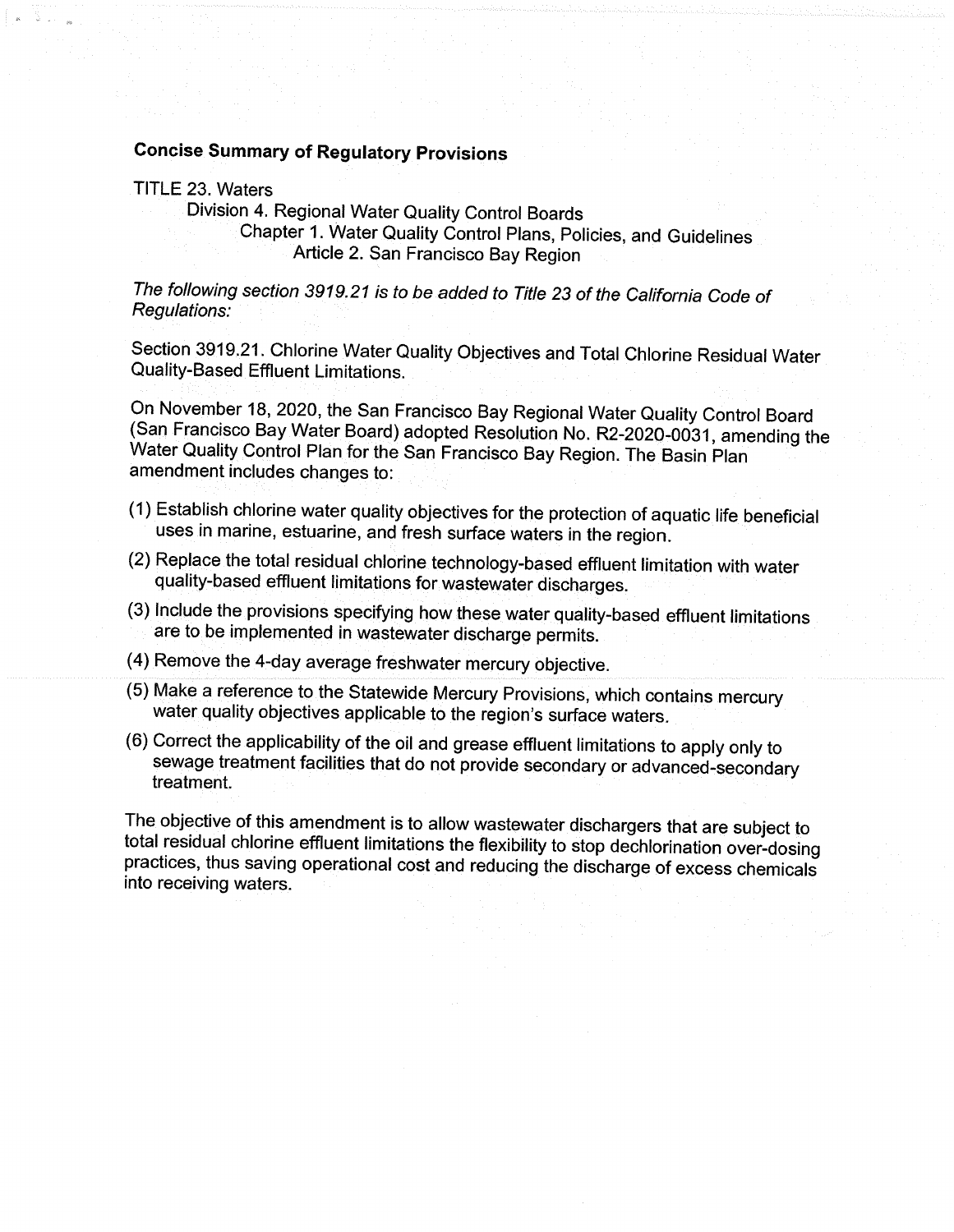## Concise Summary of Regulatory Provisions

TITLE 23. Waters

Division 4. Regional Water Quality Control Boards

Chapter 1. Water Quality Control Plans, Policies, and Guidelines

Article 2. San Francisco Bay Region

*The following section 3919.21 is to be added to Title 23 of the California Code of Regulations:*

Section 3919.21. Chlorine Water Quality Objectives and Total Chlorine Residual Water Quality-Based Effluent Limitations.

On November 18, 2020, the San Francisco Bay Regional Water Quality Control Board (San Francisco Bay Water Board) adopted Resolution No. R2-2020-0031, amending the Water Quality Control Plan for the San Francisco Bay Region. The Basin Plan amendment includes changes to:

(1) Establish chlorine water quality objectives for the protection of aquatic life beneficial uses in marine, estuarine, and fresh surface waters in the region.

(2) Replace the total residual chlorine technology-based effluent limitation with water quality-based effluent limitations for wastewater discharges.

(3) Include the provisions specifying how these water quality-based effluent limitations are to be implemented in wastewater discharge permits.

(4) Remove the 4-day average freshwater mercury objective.

(5) Make a reference to the Statewide Mercury Provisions, which contains mercury water quality objectives applicable to the region's surface waters.

(6) Correct the applicability of the oil and grease effluent limitations to apply only to sewage treatment facilities that do not provide secondary or advanced-secondary treatment.

The objective of this amendment is to allow wastewater dischargers that are subject to total residual chlorine effluent limitations the flexibility to stop dechlorination over-dosing practices, thus saving operational cost and reducing the discharge of excess chemicals into receiving waters.